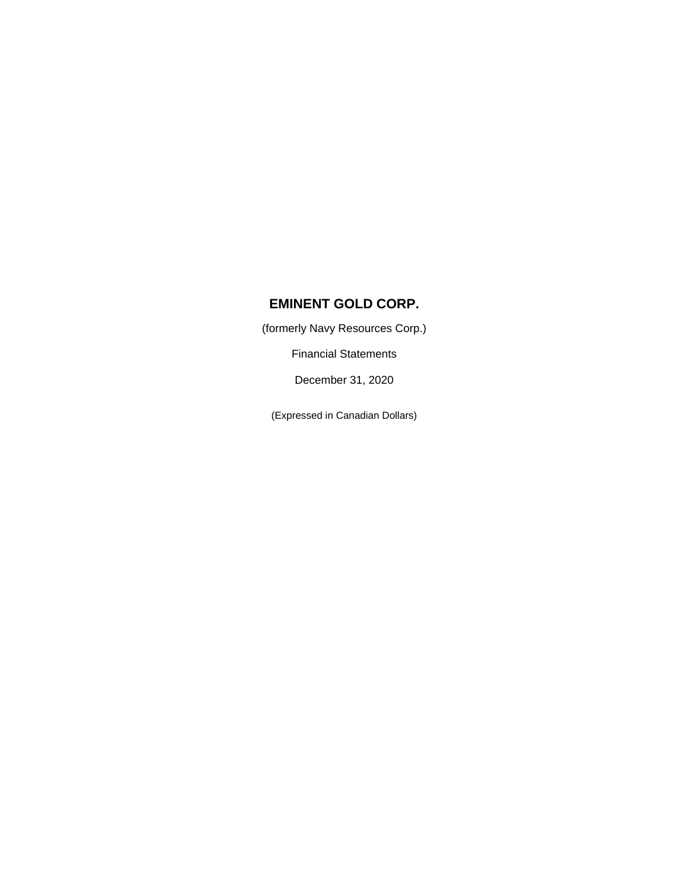# EMINENT GOLD CORP.

(formerly Navy Resources Corp.)

Financial Statements

December 31, 2020

(Expressed in Canadian Dollars)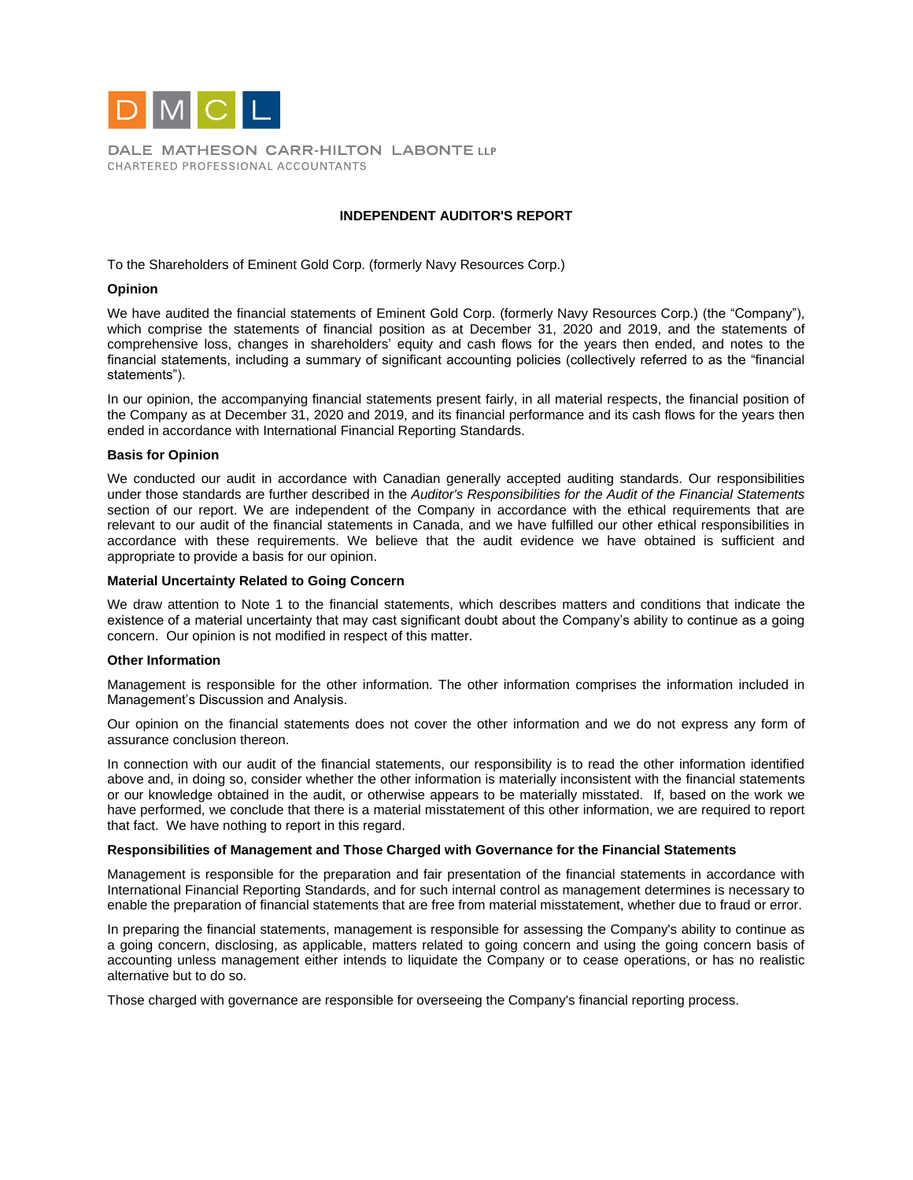DMCL

DALE MATHESON CARR-HILTON LABONTE LLP
CHARTERED PROFESSIONAL ACCOUNTANTS

# INDEPENDENT AUDITOR'S REPORT

To the Shareholders of Eminent Gold Corp. (formerly Navy Resources Corp.)

**Opinion**

We have audited the financial statements of Eminent Gold Corp. (formerly Navy Resources Corp.) (the "Company"), which comprise the statements of financial position as at December 31, 2020 and 2019, and the statements of comprehensive loss, changes in shareholders' equity and cash flows for the years then ended, and notes to the financial statements, including a summary of significant accounting policies (collectively referred to as the "financial statements").

In our opinion, the accompanying financial statements present fairly, in all material respects, the financial position of the Company as at December 31, 2020 and 2019, and its financial performance and its cash flows for the years then ended in accordance with International Financial Reporting Standards.

**Basis for Opinion**

We conducted our audit in accordance with Canadian generally accepted auditing standards. Our responsibilities under those standards are further described in the *Auditor's Responsibilities for the Audit of the Financial Statements* section of our report. We are independent of the Company in accordance with the ethical requirements that are relevant to our audit of the financial statements in Canada, and we have fulfilled our other ethical responsibilities in accordance with these requirements. We believe that the audit evidence we have obtained is sufficient and appropriate to provide a basis for our opinion.

**Material Uncertainty Related to Going Concern**

We draw attention to Note 1 to the financial statements, which describes matters and conditions that indicate the existence of a material uncertainty that may cast significant doubt about the Company's ability to continue as a going concern. Our opinion is not modified in respect of this matter.

**Other Information**

Management is responsible for the other information. The other information comprises the information included in Management's Discussion and Analysis.

Our opinion on the financial statements does not cover the other information and we do not express any form of assurance conclusion thereon.

In connection with our audit of the financial statements, our responsibility is to read the other information identified above and, in doing so, consider whether the other information is materially inconsistent with the financial statements or our knowledge obtained in the audit, or otherwise appears to be materially misstated. If, based on the work we have performed, we conclude that there is a material misstatement of this other information, we are required to report that fact. We have nothing to report in this regard.

**Responsibilities of Management and Those Charged with Governance for the Financial Statements**

Management is responsible for the preparation and fair presentation of the financial statements in accordance with International Financial Reporting Standards, and for such internal control as management determines is necessary to enable the preparation of financial statements that are free from material misstatement, whether due to fraud or error.

In preparing the financial statements, management is responsible for assessing the Company's ability to continue as a going concern, disclosing, as applicable, matters related to going concern and using the going concern basis of accounting unless management either intends to liquidate the Company or to cease operations, or has no realistic alternative but to do so.

Those charged with governance are responsible for overseeing the Company's financial reporting process.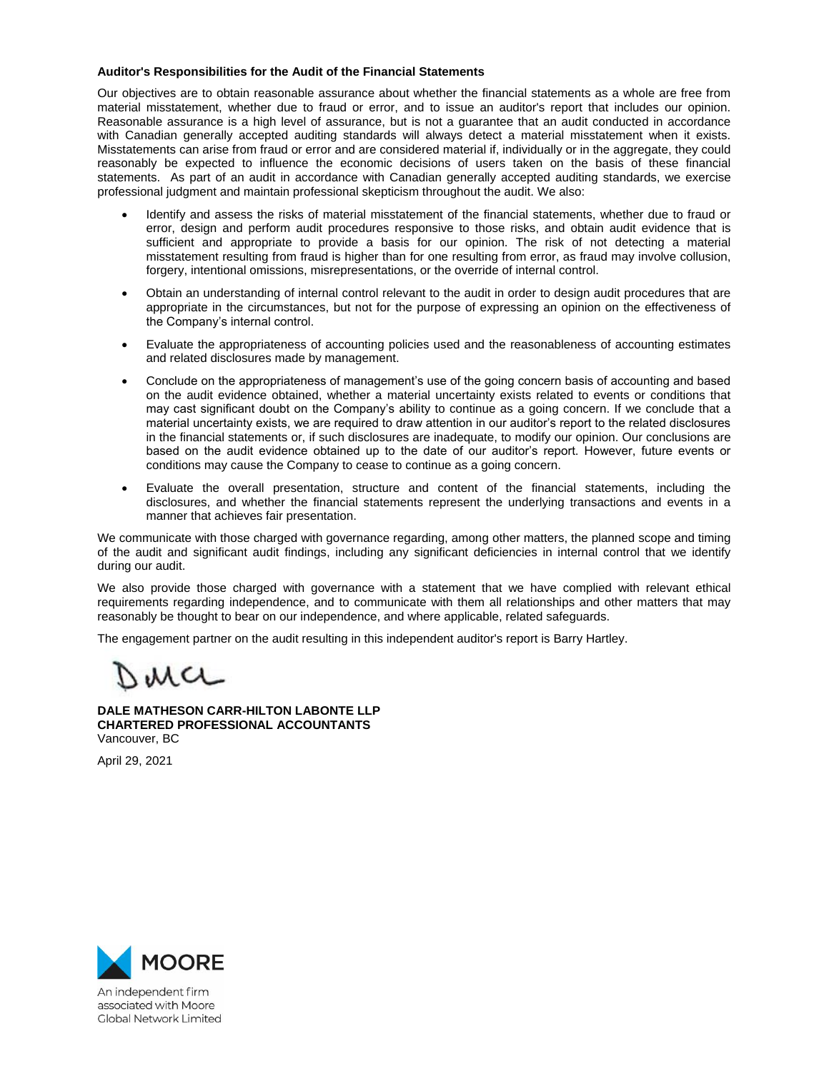**Auditor's Responsibilities for the Audit of the Financial Statements**

Our objectives are to obtain reasonable assurance about whether the financial statements as a whole are free from material misstatement, whether due to fraud or error, and to issue an auditor's report that includes our opinion. Reasonable assurance is a high level of assurance, but is not a guarantee that an audit conducted in accordance with Canadian generally accepted auditing standards will always detect a material misstatement when it exists. Misstatements can arise from fraud or error and are considered material if, individually or in the aggregate, they could reasonably be expected to influence the economic decisions of users taken on the basis of these financial statements. As part of an audit in accordance with Canadian generally accepted auditing standards, we exercise professional judgment and maintain professional skepticism throughout the audit. We also:

- Identify and assess the risks of material misstatement of the financial statements, whether due to fraud or error, design and perform audit procedures responsive to those risks, and obtain audit evidence that is sufficient and appropriate to provide a basis for our opinion. The risk of not detecting a material misstatement resulting from fraud is higher than for one resulting from error, as fraud may involve collusion, forgery, intentional omissions, misrepresentations, or the override of internal control.

- Obtain an understanding of internal control relevant to the audit in order to design audit procedures that are appropriate in the circumstances, but not for the purpose of expressing an opinion on the effectiveness of the Company's internal control.

- Evaluate the appropriateness of accounting policies used and the reasonableness of accounting estimates and related disclosures made by management.

- Conclude on the appropriateness of management's use of the going concern basis of accounting and based on the audit evidence obtained, whether a material uncertainty exists related to events or conditions that may cast significant doubt on the Company's ability to continue as a going concern. If we conclude that a material uncertainty exists, we are required to draw attention in our auditor's report to the related disclosures in the financial statements or, if such disclosures are inadequate, to modify our opinion. Our conclusions are based on the audit evidence obtained up to the date of our auditor's report. However, future events or conditions may cause the Company to cease to continue as a going concern.

- Evaluate the overall presentation, structure and content of the financial statements, including the disclosures, and whether the financial statements represent the underlying transactions and events in a manner that achieves fair presentation.

We communicate with those charged with governance regarding, among other matters, the planned scope and timing of the audit and significant audit findings, including any significant deficiencies in internal control that we identify during our audit.

We also provide those charged with governance with a statement that we have complied with relevant ethical requirements regarding independence, and to communicate with them all relationships and other matters that may reasonably be thought to bear on our independence, and where applicable, related safeguards.

The engagement partner on the audit resulting in this independent auditor's report is Barry Hartley.

DMCL

**DALE MATHESON CARR-HILTON LABONTE LLP**
**CHARTERED PROFESSIONAL ACCOUNTANTS**
Vancouver, BC

April 29, 2021

MOORE

An independent firm associated with Moore Global Network Limited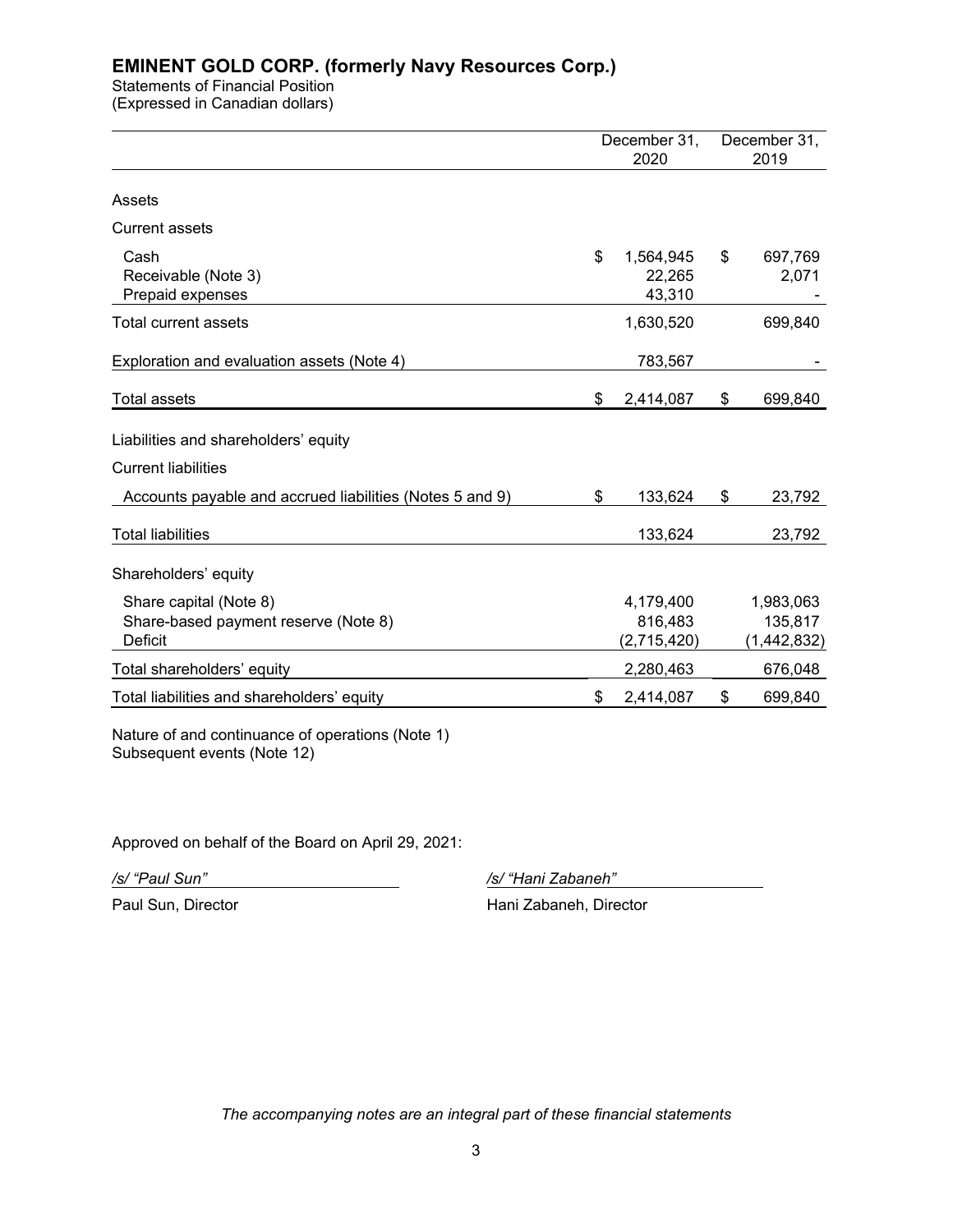# EMINENT GOLD CORP. (formerly Navy Resources Corp.)

Statements of Financial Position
(Expressed in Canadian dollars)

| | December 31, 2020 | December 31, 2019 |
|---|---|---|
| **Assets** | | |
| Current assets | | |
| Cash | $ 1,564,945 | $ 697,769 |
| Receivable (Note 3) | 22,265 | 2,071 |
| Prepaid expenses | 43,310 | - |
| Total current assets | 1,630,520 | 699,840 |
| Exploration and evaluation assets (Note 4) | 783,567 | - |
| Total assets | $ 2,414,087 | $ 699,840 |
| **Liabilities and shareholders' equity** | | |
| Current liabilities | | |
| Accounts payable and accrued liabilities (Notes 5 and 9) | $ 133,624 | $ 23,792 |
| Total liabilities | 133,624 | 23,792 |
| Shareholders' equity | | |
| Share capital (Note 8) | 4,179,400 | 1,983,063 |
| Share-based payment reserve (Note 8) | 816,483 | 135,817 |
| Deficit | (2,715,420) | (1,442,832) |
| Total shareholders' equity | 2,280,463 | 676,048 |
| Total liabilities and shareholders' equity | $ 2,414,087 | $ 699,840 |

Nature of and continuance of operations (Note 1)
Subsequent events (Note 12)

Approved on behalf of the Board on April 29, 2021:

*/s/ "Paul Sun"*
Paul Sun, Director

*/s/ "Hani Zabaneh"*
Hani Zabaneh, Director

*The accompanying notes are an integral part of these financial statements*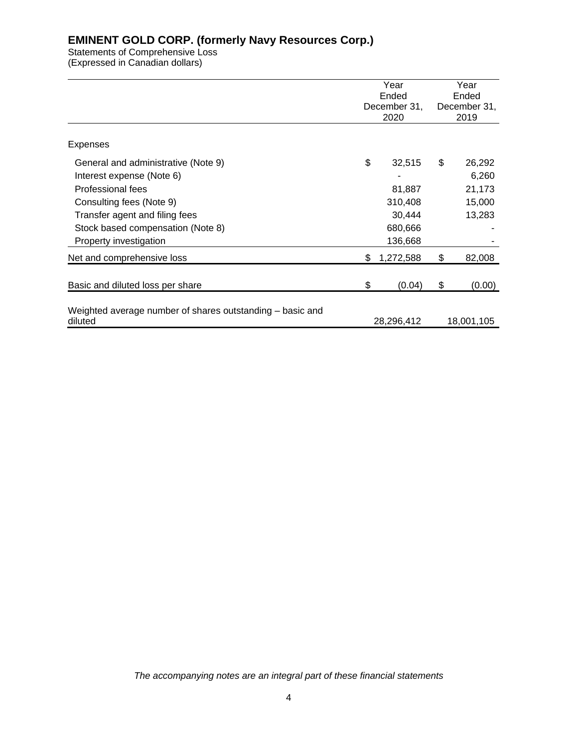# EMINENT GOLD CORP. (formerly Navy Resources Corp.)

Statements of Comprehensive Loss
(Expressed in Canadian dollars)

| | Year Ended December 31, 2020 | Year Ended December 31, 2019 |
|---|---|---|
| Expenses | | |
| General and administrative (Note 9) | $ 32,515 | $ 26,292 |
| Interest expense (Note 6) | - | 6,260 |
| Professional fees | 81,887 | 21,173 |
| Consulting fees (Note 9) | 310,408 | 15,000 |
| Transfer agent and filing fees | 30,444 | 13,283 |
| Stock based compensation (Note 8) | 680,666 | - |
| Property investigation | 136,668 | - |
| Net and comprehensive loss | $ 1,272,588 | $ 82,008 |
| Basic and diluted loss per share | $ (0.04) | $ (0.00) |
| Weighted average number of shares outstanding – basic and diluted | 28,296,412 | 18,001,105 |

*The accompanying notes are an integral part of these financial statements*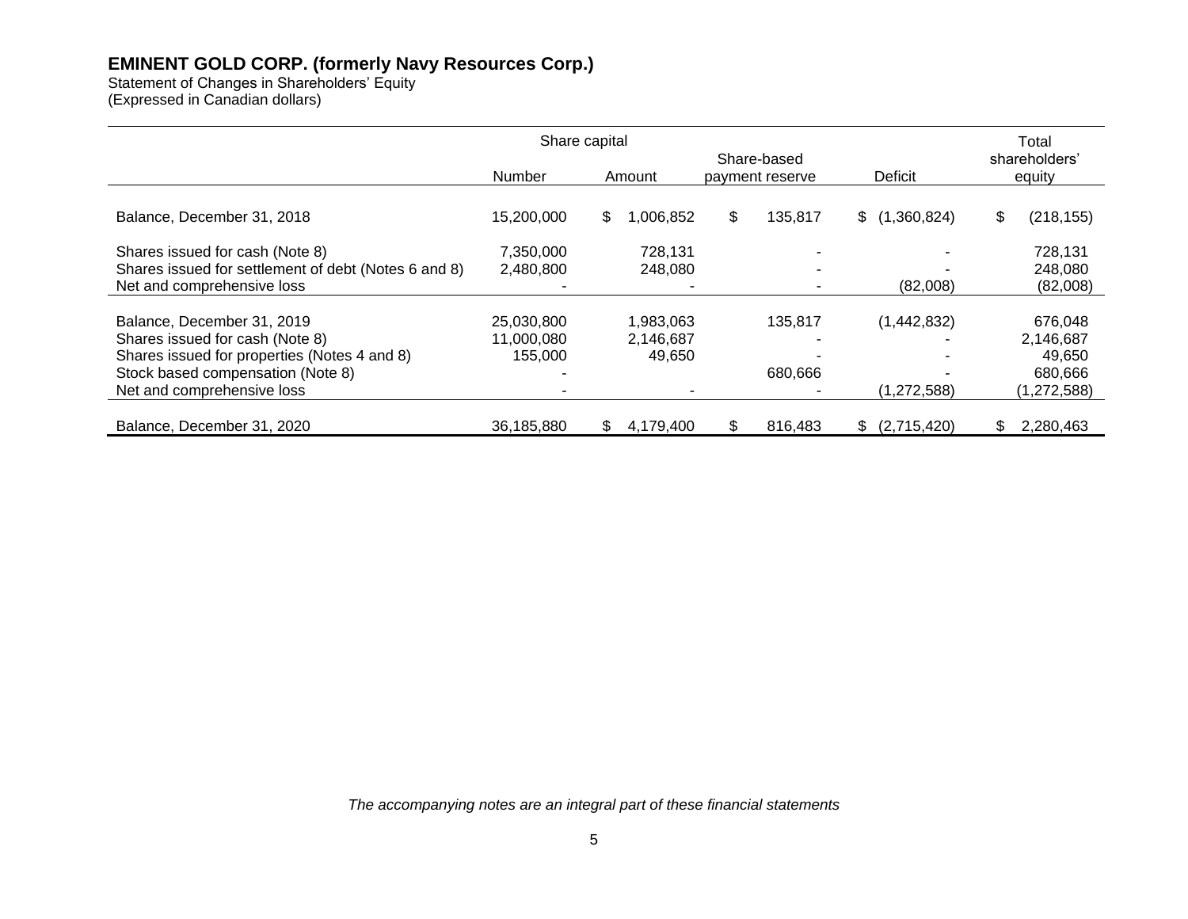# EMINENT GOLD CORP. (formerly Navy Resources Corp.)

Statement of Changes in Shareholders' Equity
(Expressed in Canadian dollars)

| | Share capital | | | | |
|---|---|---|---|---|---|
| | Number | Amount | Share-based payment reserve | Deficit | Total shareholders' equity |
| Balance, December 31, 2018 | 15,200,000 | $ 1,006,852 | $ 135,817 | $ (1,360,824) | $ (218,155) |
| Shares issued for cash (Note 8) | 7,350,000 | 728,131 | - | - | 728,131 |
| Shares issued for settlement of debt (Notes 6 and 8) | 2,480,800 | 248,080 | - | - | 248,080 |
| Net and comprehensive loss | - | - | - | (82,008) | (82,008) |
| Balance, December 31, 2019 | 25,030,800 | 1,983,063 | 135,817 | (1,442,832) | 676,048 |
| Shares issued for cash (Note 8) | 11,000,080 | 2,146,687 | - | - | 2,146,687 |
| Shares issued for properties (Notes 4 and 8) | 155,000 | 49,650 | - | - | 49,650 |
| Stock based compensation (Note 8) | - | | 680,666 | - | 680,666 |
| Net and comprehensive loss | - | - | - | (1,272,588) | (1,272,588) |
| Balance, December 31, 2020 | 36,185,880 | $ 4,179,400 | $ 816,483 | $ (2,715,420) | $ 2,280,463 |

*The accompanying notes are an integral part of these financial statements*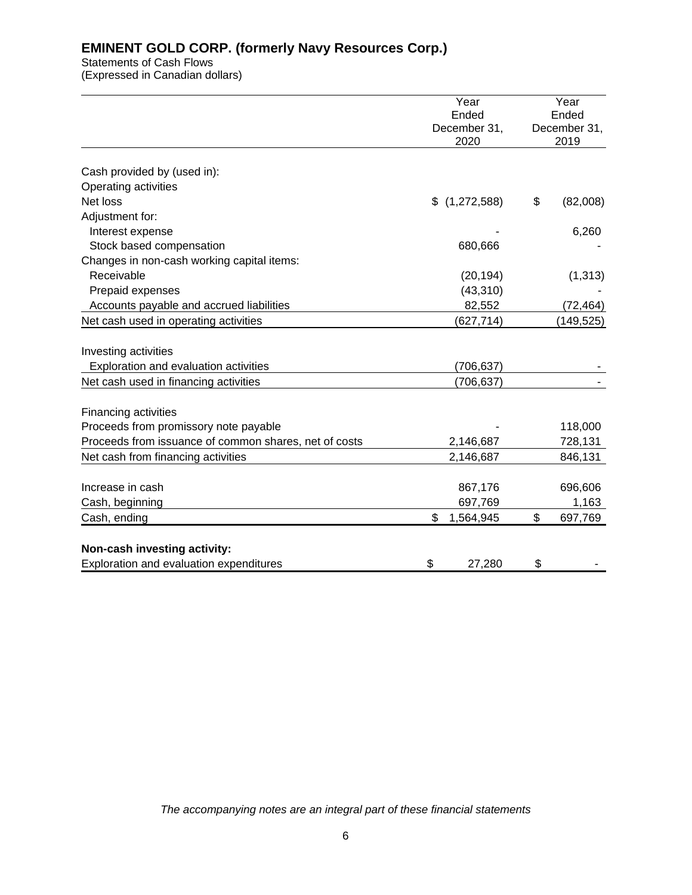# EMINENT GOLD CORP. (formerly Navy Resources Corp.)

Statements of Cash Flows
(Expressed in Canadian dollars)

| | Year Ended December 31, 2020 | Year Ended December 31, 2019 |
|---|---|---|
| Cash provided by (used in): | | |
| Operating activities | | |
| Net loss | $ (1,272,588) | $ (82,008) |
| Adjustment for: | | |
| Interest expense | - | 6,260 |
| Stock based compensation | 680,666 | - |
| Changes in non-cash working capital items: | | |
| Receivable | (20,194) | (1,313) |
| Prepaid expenses | (43,310) | - |
| Accounts payable and accrued liabilities | 82,552 | (72,464) |
| Net cash used in operating activities | (627,714) | (149,525) |
| Investing activities | | |
| Exploration and evaluation activities | (706,637) | - |
| Net cash used in financing activities | (706,637) | - |
| Financing activities | | |
| Proceeds from promissory note payable | - | 118,000 |
| Proceeds from issuance of common shares, net of costs | 2,146,687 | 728,131 |
| Net cash from financing activities | 2,146,687 | 846,131 |
| Increase in cash | 867,176 | 696,606 |
| Cash, beginning | 697,769 | 1,163 |
| Cash, ending | $ 1,564,945 | $ 697,769 |
| **Non-cash investing activity:** | | |
| Exploration and evaluation expenditures | $ 27,280 | $ - |

*The accompanying notes are an integral part of these financial statements*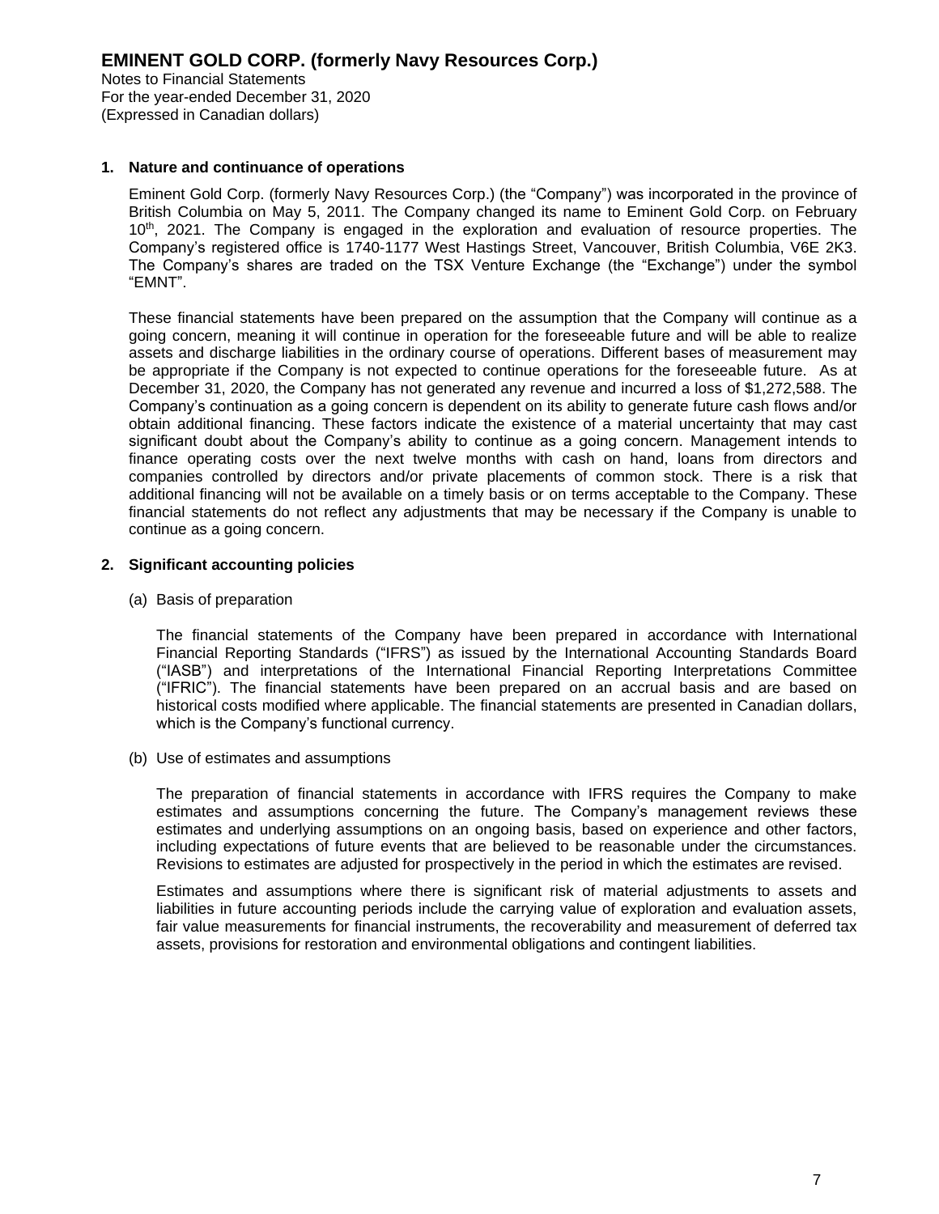# EMINENT GOLD CORP. (formerly Navy Resources Corp.)

Notes to Financial Statements
For the year-ended December 31, 2020
(Expressed in Canadian dollars)

## 1. Nature and continuance of operations

Eminent Gold Corp. (formerly Navy Resources Corp.) (the "Company") was incorporated in the province of British Columbia on May 5, 2011. The Company changed its name to Eminent Gold Corp. on February 10th, 2021. The Company is engaged in the exploration and evaluation of resource properties. The Company's registered office is 1740-1177 West Hastings Street, Vancouver, British Columbia, V6E 2K3. The Company's shares are traded on the TSX Venture Exchange (the "Exchange") under the symbol "EMNT".

These financial statements have been prepared on the assumption that the Company will continue as a going concern, meaning it will continue in operation for the foreseeable future and will be able to realize assets and discharge liabilities in the ordinary course of operations. Different bases of measurement may be appropriate if the Company is not expected to continue operations for the foreseeable future. As at December 31, 2020, the Company has not generated any revenue and incurred a loss of $1,272,588. The Company's continuation as a going concern is dependent on its ability to generate future cash flows and/or obtain additional financing. These factors indicate the existence of a material uncertainty that may cast significant doubt about the Company's ability to continue as a going concern. Management intends to finance operating costs over the next twelve months with cash on hand, loans from directors and companies controlled by directors and/or private placements of common stock. There is a risk that additional financing will not be available on a timely basis or on terms acceptable to the Company. These financial statements do not reflect any adjustments that may be necessary if the Company is unable to continue as a going concern.

## 2. Significant accounting policies

(a) Basis of preparation

The financial statements of the Company have been prepared in accordance with International Financial Reporting Standards ("IFRS") as issued by the International Accounting Standards Board ("IASB") and interpretations of the International Financial Reporting Interpretations Committee ("IFRIC"). The financial statements have been prepared on an accrual basis and are based on historical costs modified where applicable. The financial statements are presented in Canadian dollars, which is the Company's functional currency.

(b) Use of estimates and assumptions

The preparation of financial statements in accordance with IFRS requires the Company to make estimates and assumptions concerning the future. The Company's management reviews these estimates and underlying assumptions on an ongoing basis, based on experience and other factors, including expectations of future events that are believed to be reasonable under the circumstances. Revisions to estimates are adjusted for prospectively in the period in which the estimates are revised.

Estimates and assumptions where there is significant risk of material adjustments to assets and liabilities in future accounting periods include the carrying value of exploration and evaluation assets, fair value measurements for financial instruments, the recoverability and measurement of deferred tax assets, provisions for restoration and environmental obligations and contingent liabilities.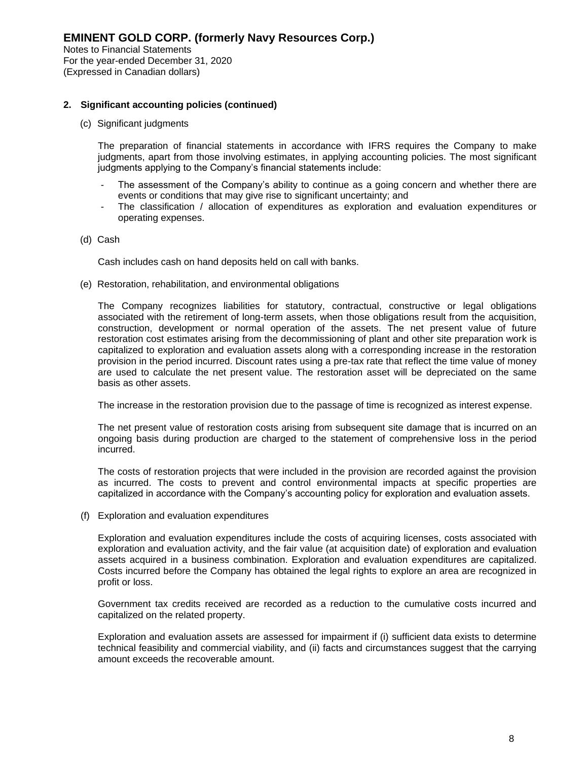## 2. Significant accounting policies (continued)

(c) Significant judgments

The preparation of financial statements in accordance with IFRS requires the Company to make judgments, apart from those involving estimates, in applying accounting policies. The most significant judgments applying to the Company's financial statements include:

- The assessment of the Company's ability to continue as a going concern and whether there are events or conditions that may give rise to significant uncertainty; and
- The classification / allocation of expenditures as exploration and evaluation expenditures or operating expenses.

(d) Cash

Cash includes cash on hand deposits held on call with banks.

(e) Restoration, rehabilitation, and environmental obligations

The Company recognizes liabilities for statutory, contractual, constructive or legal obligations associated with the retirement of long-term assets, when those obligations result from the acquisition, construction, development or normal operation of the assets. The net present value of future restoration cost estimates arising from the decommissioning of plant and other site preparation work is capitalized to exploration and evaluation assets along with a corresponding increase in the restoration provision in the period incurred. Discount rates using a pre-tax rate that reflect the time value of money are used to calculate the net present value. The restoration asset will be depreciated on the same basis as other assets.

The increase in the restoration provision due to the passage of time is recognized as interest expense.

The net present value of restoration costs arising from subsequent site damage that is incurred on an ongoing basis during production are charged to the statement of comprehensive loss in the period incurred.

The costs of restoration projects that were included in the provision are recorded against the provision as incurred. The costs to prevent and control environmental impacts at specific properties are capitalized in accordance with the Company's accounting policy for exploration and evaluation assets.

(f) Exploration and evaluation expenditures

Exploration and evaluation expenditures include the costs of acquiring licenses, costs associated with exploration and evaluation activity, and the fair value (at acquisition date) of exploration and evaluation assets acquired in a business combination. Exploration and evaluation expenditures are capitalized. Costs incurred before the Company has obtained the legal rights to explore an area are recognized in profit or loss.

Government tax credits received are recorded as a reduction to the cumulative costs incurred and capitalized on the related property.

Exploration and evaluation assets are assessed for impairment if (i) sufficient data exists to determine technical feasibility and commercial viability, and (ii) facts and circumstances suggest that the carrying amount exceeds the recoverable amount.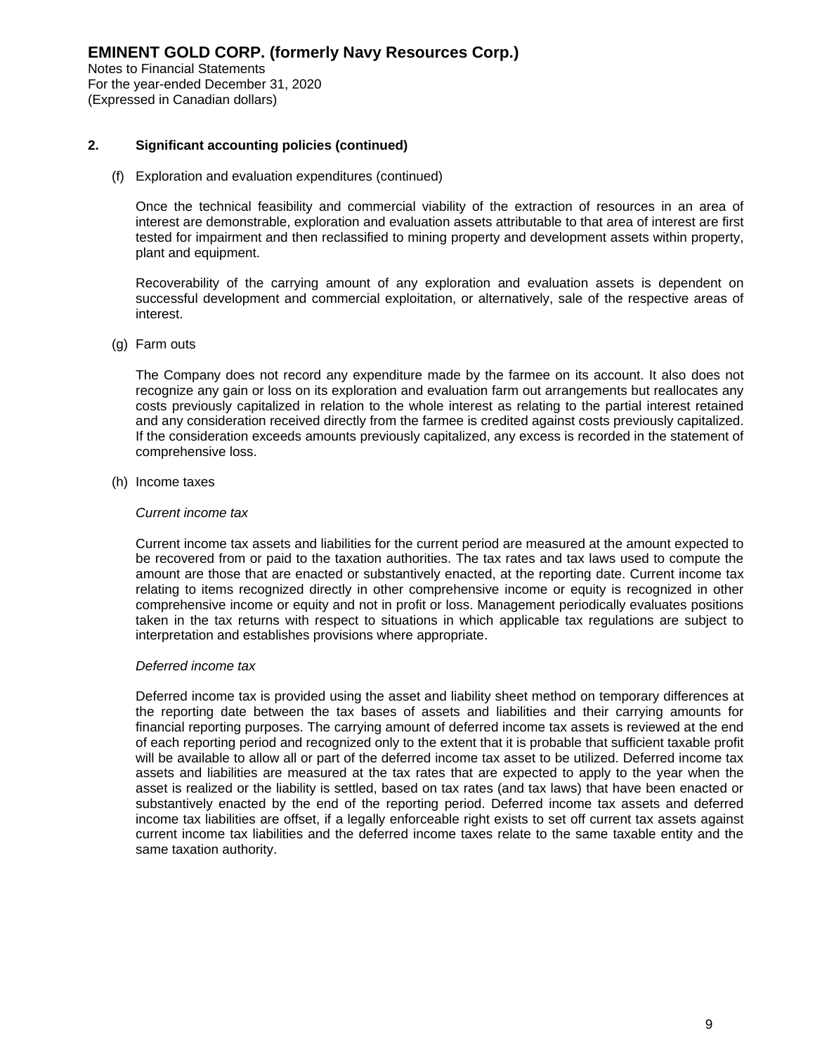# EMINENT GOLD CORP. (formerly Navy Resources Corp.)

Notes to Financial Statements
For the year-ended December 31, 2020
(Expressed in Canadian dollars)

## 2. Significant accounting policies (continued)

(f) Exploration and evaluation expenditures (continued)

Once the technical feasibility and commercial viability of the extraction of resources in an area of interest are demonstrable, exploration and evaluation assets attributable to that area of interest are first tested for impairment and then reclassified to mining property and development assets within property, plant and equipment.

Recoverability of the carrying amount of any exploration and evaluation assets is dependent on successful development and commercial exploitation, or alternatively, sale of the respective areas of interest.

(g) Farm outs

The Company does not record any expenditure made by the farmee on its account. It also does not recognize any gain or loss on its exploration and evaluation farm out arrangements but reallocates any costs previously capitalized in relation to the whole interest as relating to the partial interest retained and any consideration received directly from the farmee is credited against costs previously capitalized. If the consideration exceeds amounts previously capitalized, any excess is recorded in the statement of comprehensive loss.

(h) Income taxes

*Current income tax*

Current income tax assets and liabilities for the current period are measured at the amount expected to be recovered from or paid to the taxation authorities. The tax rates and tax laws used to compute the amount are those that are enacted or substantively enacted, at the reporting date. Current income tax relating to items recognized directly in other comprehensive income or equity is recognized in other comprehensive income or equity and not in profit or loss. Management periodically evaluates positions taken in the tax returns with respect to situations in which applicable tax regulations are subject to interpretation and establishes provisions where appropriate.

*Deferred income tax*

Deferred income tax is provided using the asset and liability sheet method on temporary differences at the reporting date between the tax bases of assets and liabilities and their carrying amounts for financial reporting purposes. The carrying amount of deferred income tax assets is reviewed at the end of each reporting period and recognized only to the extent that it is probable that sufficient taxable profit will be available to allow all or part of the deferred income tax asset to be utilized. Deferred income tax assets and liabilities are measured at the tax rates that are expected to apply to the year when the asset is realized or the liability is settled, based on tax rates (and tax laws) that have been enacted or substantively enacted by the end of the reporting period. Deferred income tax assets and deferred income tax liabilities are offset, if a legally enforceable right exists to set off current tax assets against current income tax liabilities and the deferred income taxes relate to the same taxable entity and the same taxation authority.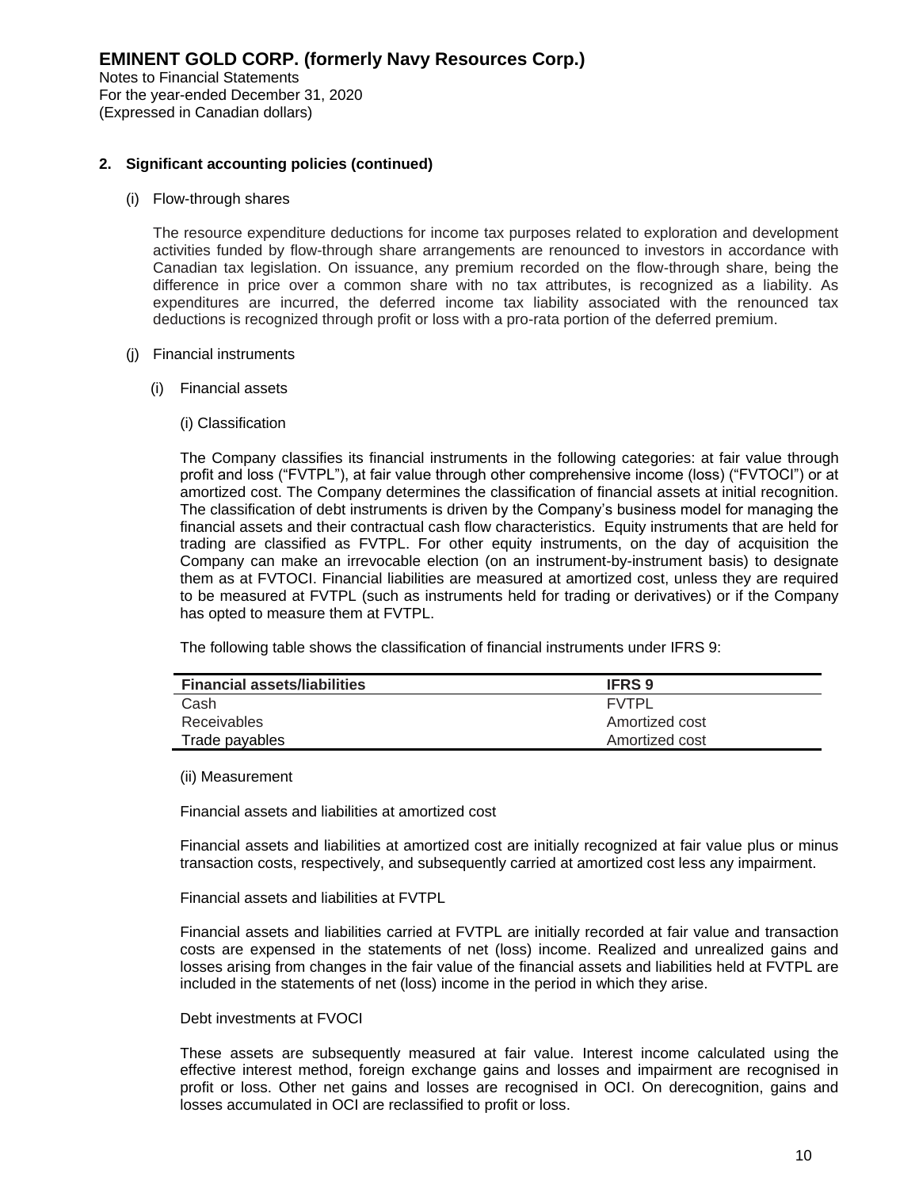## 2. Significant accounting policies (continued)

(i) Flow-through shares

The resource expenditure deductions for income tax purposes related to exploration and development activities funded by flow-through share arrangements are renounced to investors in accordance with Canadian tax legislation. On issuance, any premium recorded on the flow-through share, being the difference in price over a common share with no tax attributes, is recognized as a liability. As expenditures are incurred, the deferred income tax liability associated with the renounced tax deductions is recognized through profit or loss with a pro-rata portion of the deferred premium.

(j) Financial instruments

(i) Financial assets

(i) Classification

The Company classifies its financial instruments in the following categories: at fair value through profit and loss ("FVTPL"), at fair value through other comprehensive income (loss) ("FVTOCI") or at amortized cost. The Company determines the classification of financial assets at initial recognition. The classification of debt instruments is driven by the Company's business model for managing the financial assets and their contractual cash flow characteristics. Equity instruments that are held for trading are classified as FVTPL. For other equity instruments, on the day of acquisition the Company can make an irrevocable election (on an instrument-by-instrument basis) to designate them as at FVTOCI. Financial liabilities are measured at amortized cost, unless they are required to be measured at FVTPL (such as instruments held for trading or derivatives) or if the Company has opted to measure them at FVTPL.

The following table shows the classification of financial instruments under IFRS 9:

| Financial assets/liabilities | IFRS 9 |
|---|---|
| Cash | FVTPL |
| Receivables | Amortized cost |
| Trade payables | Amortized cost |

(ii) Measurement

Financial assets and liabilities at amortized cost

Financial assets and liabilities at amortized cost are initially recognized at fair value plus or minus transaction costs, respectively, and subsequently carried at amortized cost less any impairment.

Financial assets and liabilities at FVTPL

Financial assets and liabilities carried at FVTPL are initially recorded at fair value and transaction costs are expensed in the statements of net (loss) income. Realized and unrealized gains and losses arising from changes in the fair value of the financial assets and liabilities held at FVTPL are included in the statements of net (loss) income in the period in which they arise.

Debt investments at FVOCI

These assets are subsequently measured at fair value. Interest income calculated using the effective interest method, foreign exchange gains and losses and impairment are recognised in profit or loss. Other net gains and losses are recognised in OCI. On derecognition, gains and losses accumulated in OCI are reclassified to profit or loss.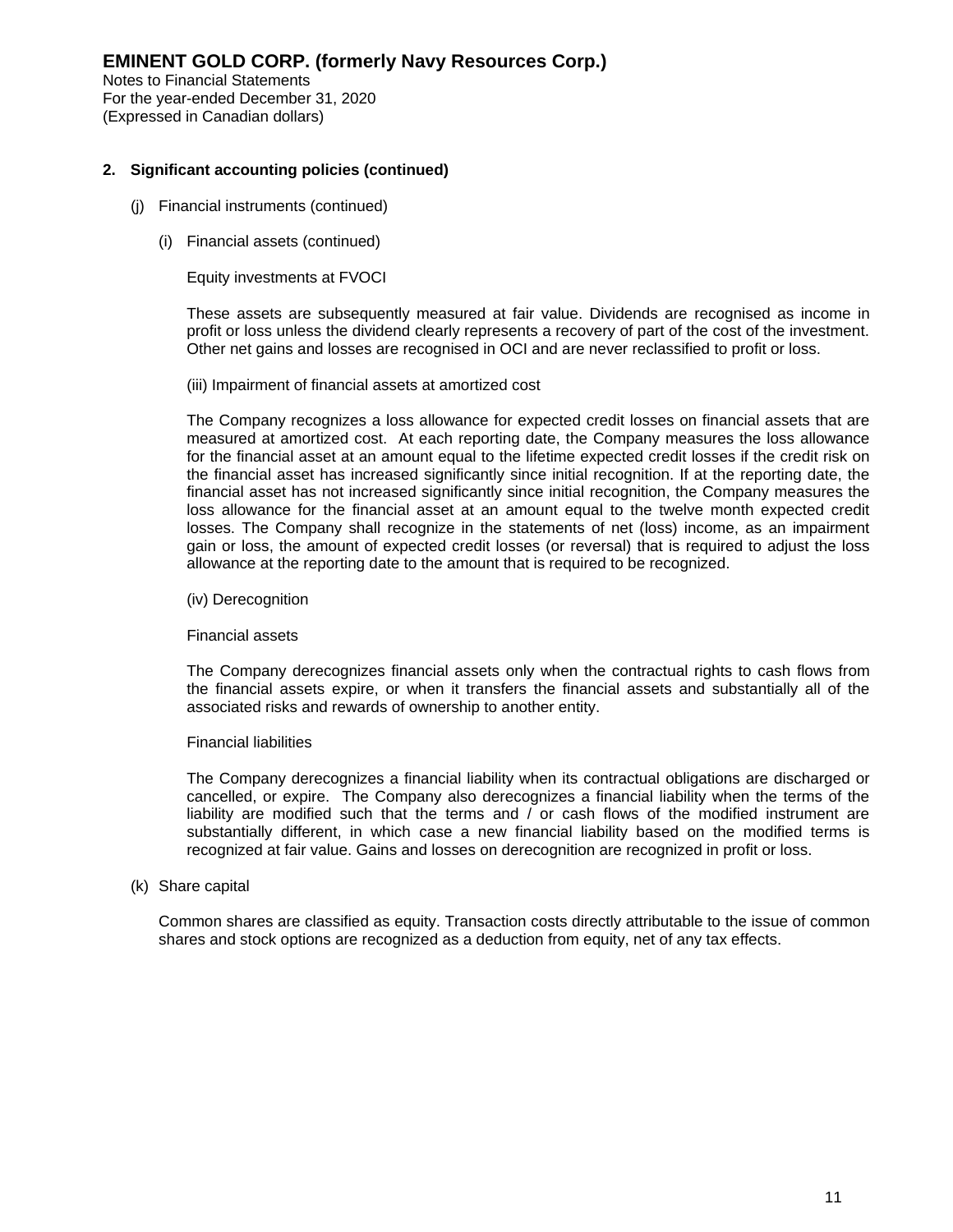## 2. Significant accounting policies (continued)

(j) Financial instruments (continued)

(i) Financial assets (continued)

Equity investments at FVOCI

These assets are subsequently measured at fair value. Dividends are recognised as income in profit or loss unless the dividend clearly represents a recovery of part of the cost of the investment. Other net gains and losses are recognised in OCI and are never reclassified to profit or loss.

(iii) Impairment of financial assets at amortized cost

The Company recognizes a loss allowance for expected credit losses on financial assets that are measured at amortized cost. At each reporting date, the Company measures the loss allowance for the financial asset at an amount equal to the lifetime expected credit losses if the credit risk on the financial asset has increased significantly since initial recognition. If at the reporting date, the financial asset has not increased significantly since initial recognition, the Company measures the loss allowance for the financial asset at an amount equal to the twelve month expected credit losses. The Company shall recognize in the statements of net (loss) income, as an impairment gain or loss, the amount of expected credit losses (or reversal) that is required to adjust the loss allowance at the reporting date to the amount that is required to be recognized.

(iv) Derecognition

Financial assets

The Company derecognizes financial assets only when the contractual rights to cash flows from the financial assets expire, or when it transfers the financial assets and substantially all of the associated risks and rewards of ownership to another entity.

Financial liabilities

The Company derecognizes a financial liability when its contractual obligations are discharged or cancelled, or expire. The Company also derecognizes a financial liability when the terms of the liability are modified such that the terms and / or cash flows of the modified instrument are substantially different, in which case a new financial liability based on the modified terms is recognized at fair value. Gains and losses on derecognition are recognized in profit or loss.

(k) Share capital

Common shares are classified as equity. Transaction costs directly attributable to the issue of common shares and stock options are recognized as a deduction from equity, net of any tax effects.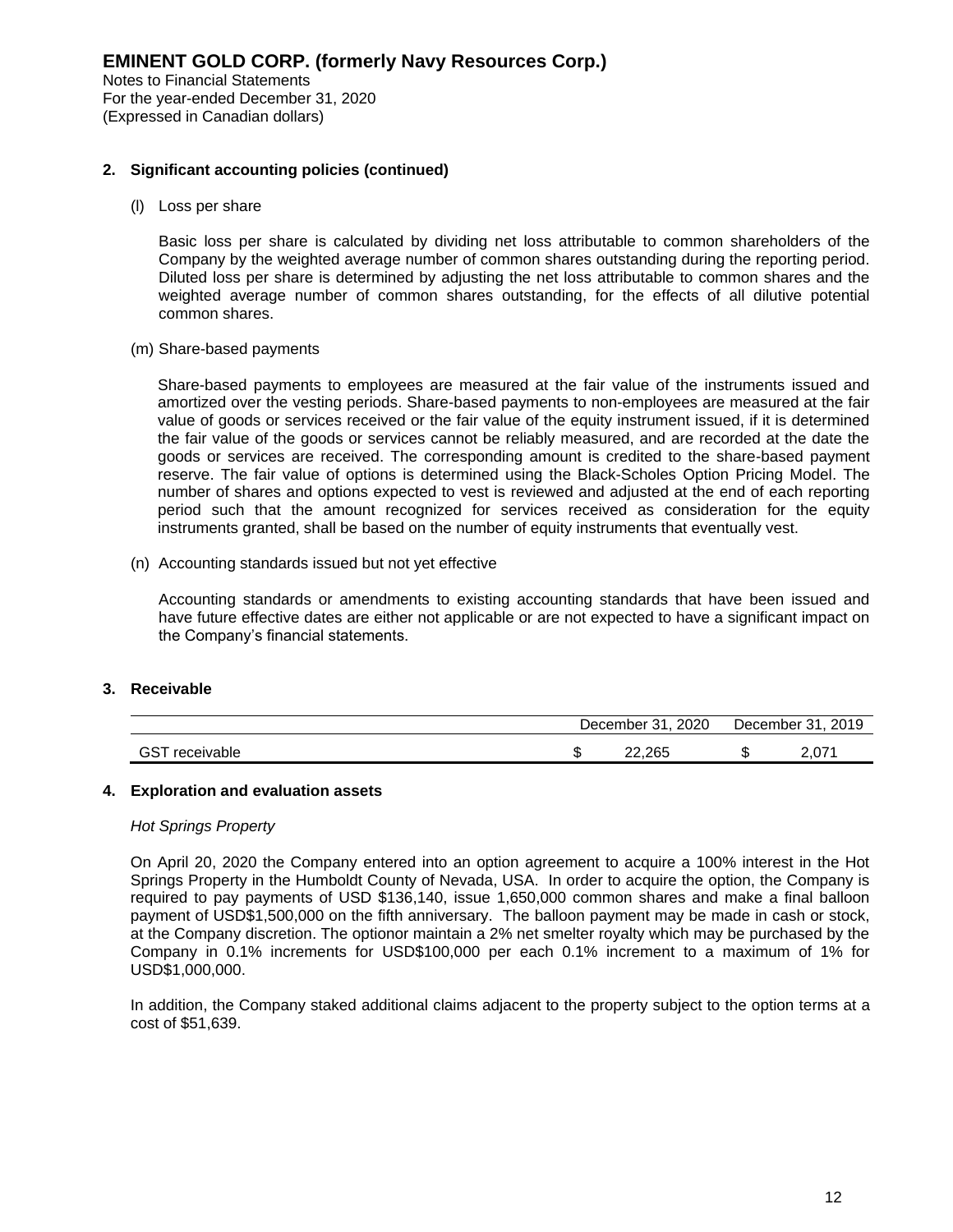**EMINENT GOLD CORP. (formerly Navy Resources Corp.)**
Notes to Financial Statements
For the year-ended December 31, 2020
(Expressed in Canadian dollars)

**2. Significant accounting policies (continued)**

(l) Loss per share

Basic loss per share is calculated by dividing net loss attributable to common shareholders of the Company by the weighted average number of common shares outstanding during the reporting period. Diluted loss per share is determined by adjusting the net loss attributable to common shares and the weighted average number of common shares outstanding, for the effects of all dilutive potential common shares.

(m) Share-based payments

Share-based payments to employees are measured at the fair value of the instruments issued and amortized over the vesting periods. Share-based payments to non-employees are measured at the fair value of goods or services received or the fair value of the equity instrument issued, if it is determined the fair value of the goods or services cannot be reliably measured, and are recorded at the date the goods or services are received. The corresponding amount is credited to the share-based payment reserve. The fair value of options is determined using the Black-Scholes Option Pricing Model. The number of shares and options expected to vest is reviewed and adjusted at the end of each reporting period such that the amount recognized for services received as consideration for the equity instruments granted, shall be based on the number of equity instruments that eventually vest.

(n) Accounting standards issued but not yet effective

Accounting standards or amendments to existing accounting standards that have been issued and have future effective dates are either not applicable or are not expected to have a significant impact on the Company's financial statements.

**3. Receivable**

| | December 31, 2020 | December 31, 2019 |
|---|---|---|
| GST receivable | $ 22,265 | $ 2,071 |

**4. Exploration and evaluation assets**

*Hot Springs Property*

On April 20, 2020 the Company entered into an option agreement to acquire a 100% interest in the Hot Springs Property in the Humboldt County of Nevada, USA. In order to acquire the option, the Company is required to pay payments of USD $136,140, issue 1,650,000 common shares and make a final balloon payment of USD$1,500,000 on the fifth anniversary. The balloon payment may be made in cash or stock, at the Company discretion. The optionor maintain a 2% net smelter royalty which may be purchased by the Company in 0.1% increments for USD$100,000 per each 0.1% increment to a maximum of 1% for USD$1,000,000.

In addition, the Company staked additional claims adjacent to the property subject to the option terms at a cost of $51,639.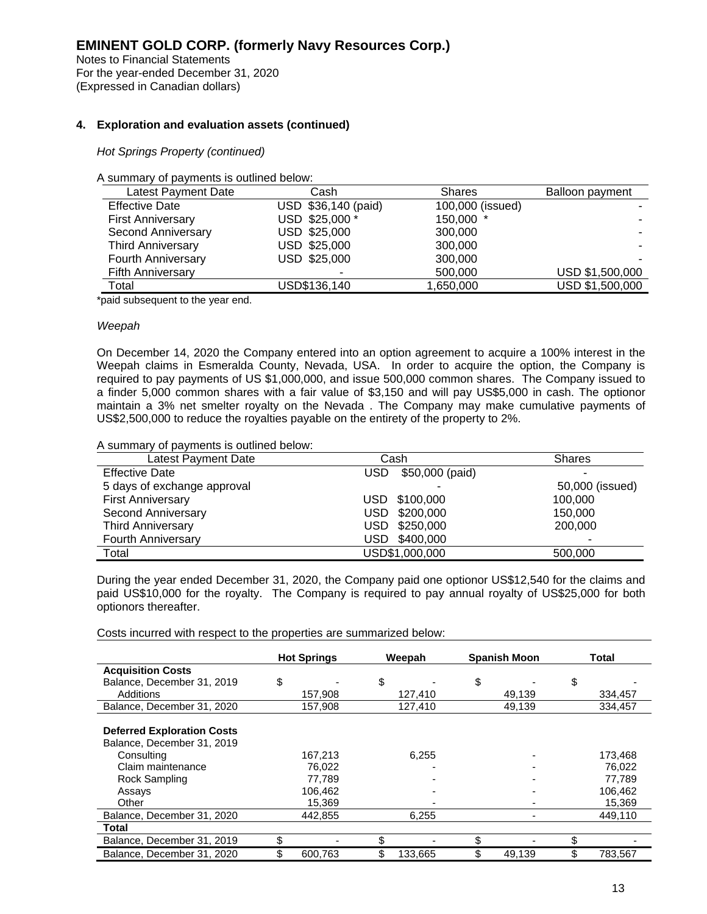## 4. Exploration and evaluation assets (continued)

*Hot Springs Property (continued)*

A summary of payments is outlined below:

| Latest Payment Date | Cash | Shares | Balloon payment |
|---|---|---|---|
| Effective Date | USD $36,140 (paid) | 100,000 (issued) | - |
| First Anniversary | USD $25,000 * | 150,000 * | - |
| Second Anniversary | USD $25,000 | 300,000 | - |
| Third Anniversary | USD $25,000 | 300,000 | - |
| Fourth Anniversary | USD $25,000 | 300,000 | - |
| Fifth Anniversary | - | 500,000 | USD $1,500,000 |
| Total | USD$136,140 | 1,650,000 | USD $1,500,000 |

*paid subsequent to the year end.

*Weepah*

On December 14, 2020 the Company entered into an option agreement to acquire a 100% interest in the Weepah claims in Esmeralda County, Nevada, USA. In order to acquire the option, the Company is required to pay payments of US $1,000,000, and issue 500,000 common shares. The Company issued to a finder 5,000 common shares with a fair value of $3,150 and will pay US$5,000 in cash. The optionor maintain a 3% net smelter royalty on the Nevada . The Company may make cumulative payments of US$2,500,000 to reduce the royalties payable on the entirety of the property to 2%.

A summary of payments is outlined below:

| Latest Payment Date | Cash | Shares |
|---|---|---|
| Effective Date | USD $50,000 (paid) | - |
| 5 days of exchange approval | - | 50,000 (issued) |
| First Anniversary | USD $100,000 | 100,000 |
| Second Anniversary | USD $200,000 | 150,000 |
| Third Anniversary | USD $250,000 | 200,000 |
| Fourth Anniversary | USD $400,000 | - |
| Total | USD$1,000,000 | 500,000 |

During the year ended December 31, 2020, the Company paid one optionor US$12,540 for the claims and paid US$10,000 for the royalty. The Company is required to pay annual royalty of US$25,000 for both optionors thereafter.

Costs incurred with respect to the properties are summarized below:

| | Hot Springs | Weepah | Spanish Moon | Total |
|---|---|---|---|---|
| **Acquisition Costs** | | | | |
| Balance, December 31, 2019 | $ - | $ - | $ - | $ - |
| Additions | 157,908 | 127,410 | 49,139 | 334,457 |
| Balance, December 31, 2020 | 157,908 | 127,410 | 49,139 | 334,457 |
| **Deferred Exploration Costs** | | | | |
| Balance, December 31, 2019 | | | | |
| Consulting | 167,213 | 6,255 | - | 173,468 |
| Claim maintenance | 76,022 | - | - | 76,022 |
| Rock Sampling | 77,789 | - | - | 77,789 |
| Assays | 106,462 | - | - | 106,462 |
| Other | 15,369 | - | - | 15,369 |
| Balance, December 31, 2020 | 442,855 | 6,255 | - | 449,110 |
| **Total** | | | | |
| Balance, December 31, 2019 | $ - | $ - | $ - | $ - |
| Balance, December 31, 2020 | $ 600,763 | $ 133,665 | $ 49,139 | $ 783,567 |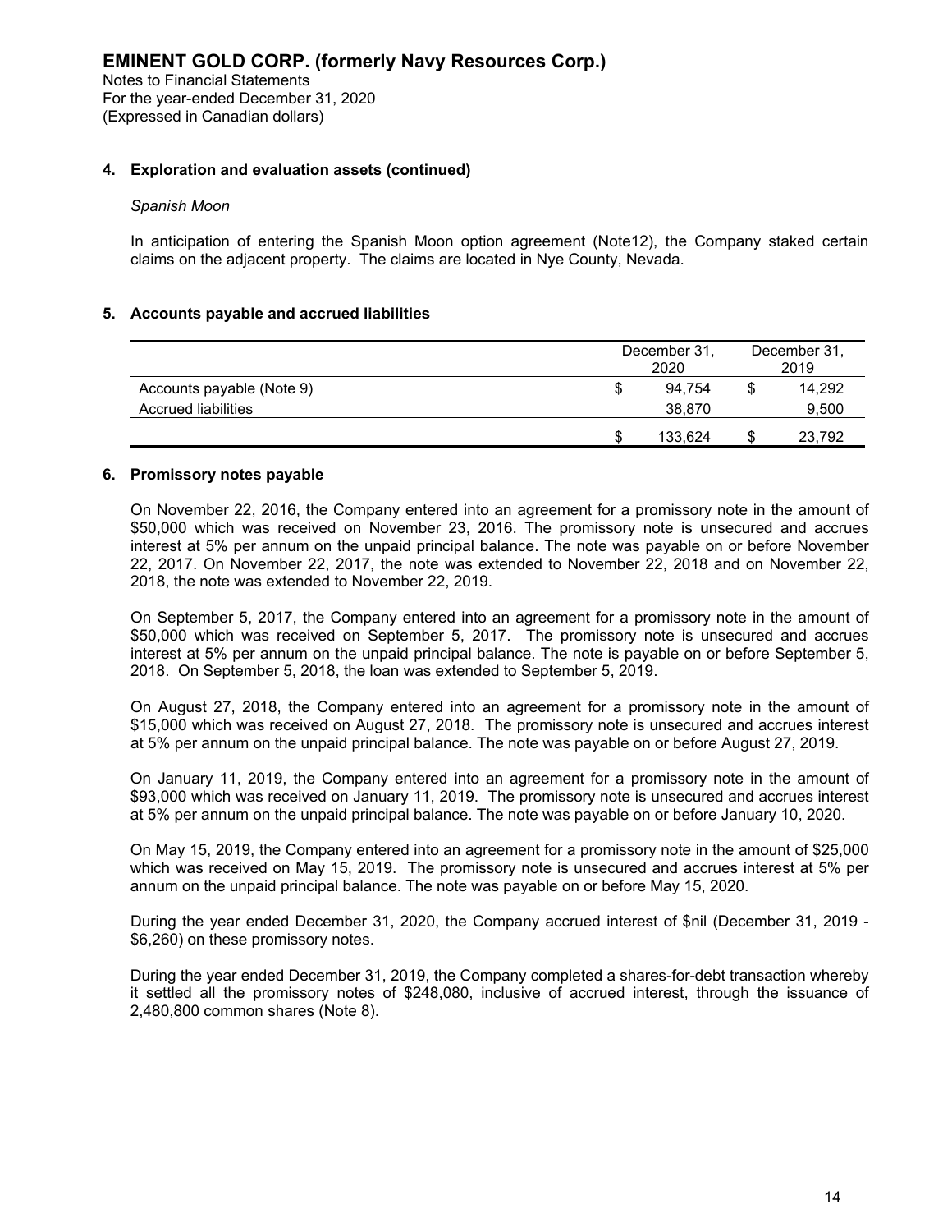### 4. Exploration and evaluation assets (continued)

*Spanish Moon*

In anticipation of entering the Spanish Moon option agreement (Note12), the Company staked certain claims on the adjacent property. The claims are located in Nye County, Nevada.

### 5. Accounts payable and accrued liabilities

| | December 31, 2020 | December 31, 2019 |
|---|---|---|
| Accounts payable (Note 9) | $ 94,754 | $ 14,292 |
| Accrued liabilities | 38,870 | 9,500 |
| | $ 133,624 | $ 23,792 |

### 6. Promissory notes payable

On November 22, 2016, the Company entered into an agreement for a promissory note in the amount of $50,000 which was received on November 23, 2016. The promissory note is unsecured and accrues interest at 5% per annum on the unpaid principal balance. The note was payable on or before November 22, 2017. On November 22, 2017, the note was extended to November 22, 2018 and on November 22, 2018, the note was extended to November 22, 2019.

On September 5, 2017, the Company entered into an agreement for a promissory note in the amount of $50,000 which was received on September 5, 2017. The promissory note is unsecured and accrues interest at 5% per annum on the unpaid principal balance. The note is payable on or before September 5, 2018. On September 5, 2018, the loan was extended to September 5, 2019.

On August 27, 2018, the Company entered into an agreement for a promissory note in the amount of $15,000 which was received on August 27, 2018. The promissory note is unsecured and accrues interest at 5% per annum on the unpaid principal balance. The note was payable on or before August 27, 2019.

On January 11, 2019, the Company entered into an agreement for a promissory note in the amount of $93,000 which was received on January 11, 2019. The promissory note is unsecured and accrues interest at 5% per annum on the unpaid principal balance. The note was payable on or before January 10, 2020.

On May 15, 2019, the Company entered into an agreement for a promissory note in the amount of $25,000 which was received on May 15, 2019. The promissory note is unsecured and accrues interest at 5% per annum on the unpaid principal balance. The note was payable on or before May 15, 2020.

During the year ended December 31, 2020, the Company accrued interest of $nil (December 31, 2019 - $6,260) on these promissory notes.

During the year ended December 31, 2019, the Company completed a shares-for-debt transaction whereby it settled all the promissory notes of $248,080, inclusive of accrued interest, through the issuance of 2,480,800 common shares (Note 8).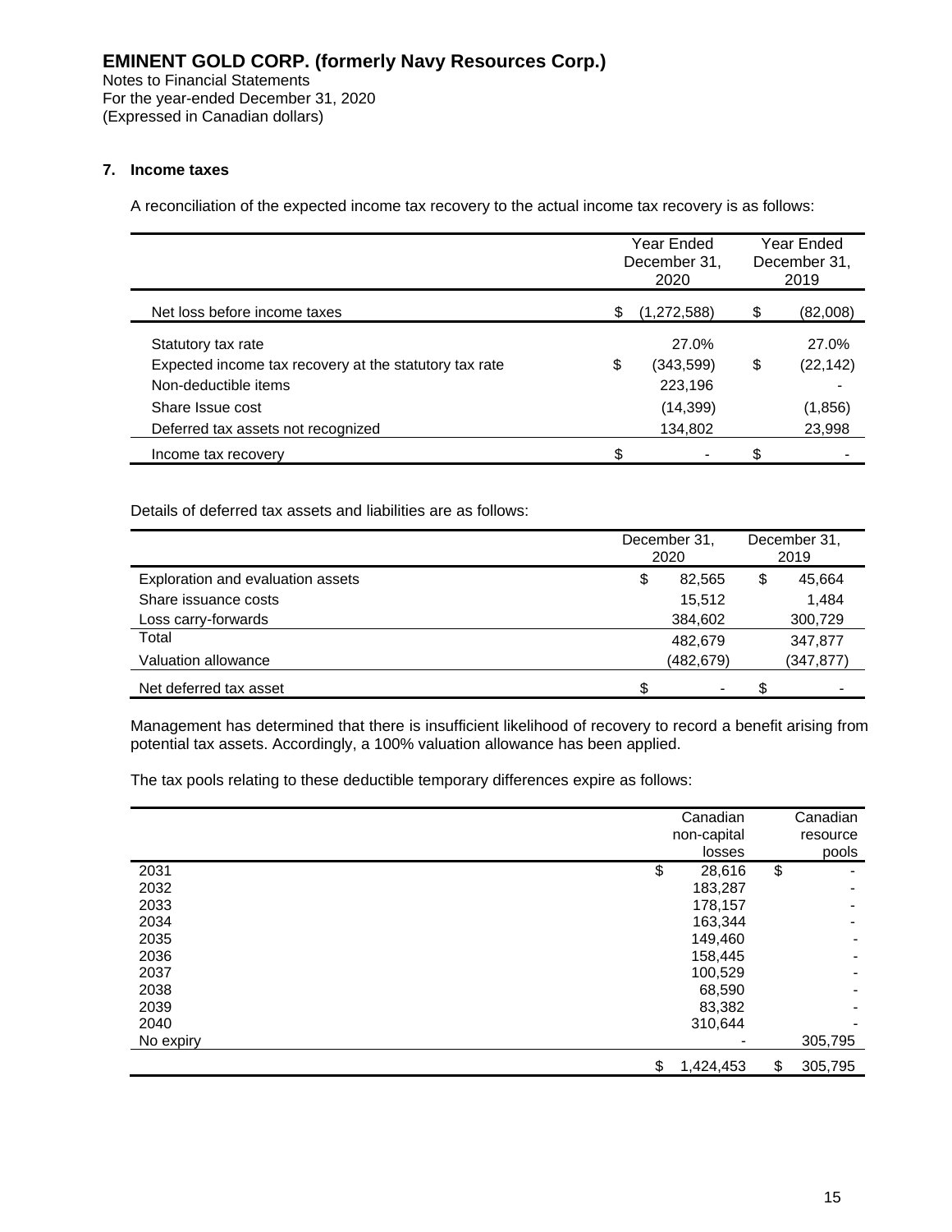**EMINENT GOLD CORP. (formerly Navy Resources Corp.)**
Notes to Financial Statements
For the year-ended December 31, 2020
(Expressed in Canadian dollars)

## 7. Income taxes

A reconciliation of the expected income tax recovery to the actual income tax recovery is as follows:

| | Year Ended December 31, 2020 | Year Ended December 31, 2019 |
|---|---|---|
| Net loss before income taxes | $ (1,272,588) | $ (82,008) |
| Statutory tax rate | 27.0% | 27.0% |
| Expected income tax recovery at the statutory tax rate | $ (343,599) | $ (22,142) |
| Non-deductible items | 223,196 | - |
| Share Issue cost | (14,399) | (1,856) |
| Deferred tax assets not recognized | 134,802 | 23,998 |
| Income tax recovery | $ - | $ - |

Details of deferred tax assets and liabilities are as follows:

| | December 31, 2020 | December 31, 2019 |
|---|---|---|
| Exploration and evaluation assets | $ 82,565 | $ 45,664 |
| Share issuance costs | 15,512 | 1,484 |
| Loss carry-forwards | 384,602 | 300,729 |
| Total | 482,679 | 347,877 |
| Valuation allowance | (482,679) | (347,877) |
| Net deferred tax asset | $ - | $ - |

Management has determined that there is insufficient likelihood of recovery to record a benefit arising from potential tax assets. Accordingly, a 100% valuation allowance has been applied.

The tax pools relating to these deductible temporary differences expire as follows:

| | Canadian non-capital losses | Canadian resource pools |
|---|---|---|
| 2031 | $ 28,616 | $ - |
| 2032 | 183,287 | - |
| 2033 | 178,157 | - |
| 2034 | 163,344 | - |
| 2035 | 149,460 | - |
| 2036 | 158,445 | - |
| 2037 | 100,529 | - |
| 2038 | 68,590 | - |
| 2039 | 83,382 | - |
| 2040 | 310,644 | - |
| No expiry | - | 305,795 |
| | $ 1,424,453 | $ 305,795 |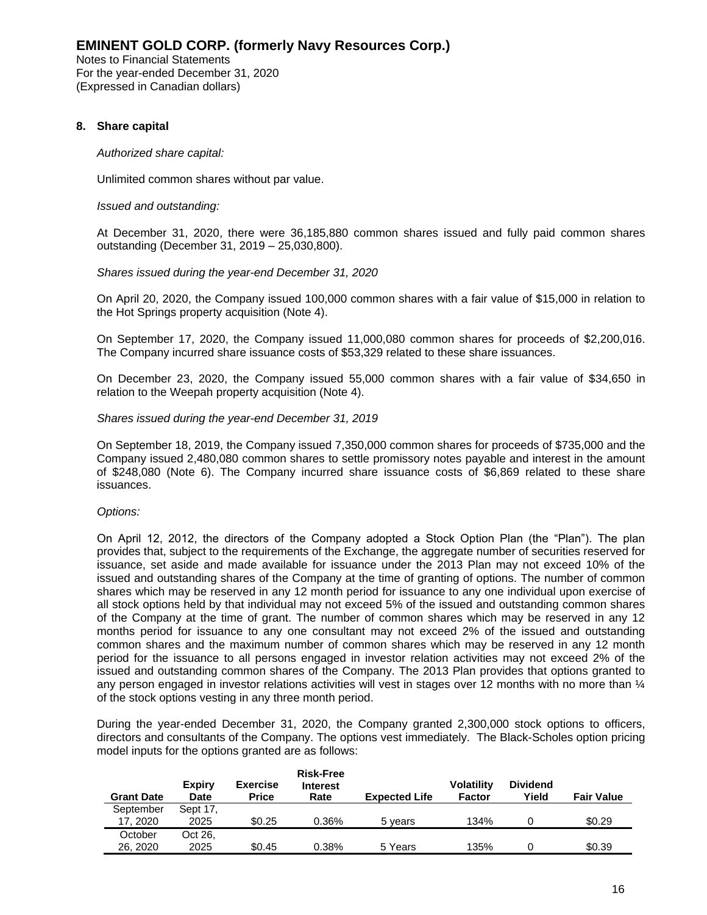# EMINENT GOLD CORP. (formerly Navy Resources Corp.)

Notes to Financial Statements
For the year-ended December 31, 2020
(Expressed in Canadian dollars)

## 8. Share capital

*Authorized share capital:*

Unlimited common shares without par value.

*Issued and outstanding:*

At December 31, 2020, there were 36,185,880 common shares issued and fully paid common shares outstanding (December 31, 2019 – 25,030,800).

*Shares issued during the year-end December 31, 2020*

On April 20, 2020, the Company issued 100,000 common shares with a fair value of $15,000 in relation to the Hot Springs property acquisition (Note 4).

On September 17, 2020, the Company issued 11,000,080 common shares for proceeds of $2,200,016. The Company incurred share issuance costs of $53,329 related to these share issuances.

On December 23, 2020, the Company issued 55,000 common shares with a fair value of $34,650 in relation to the Weepah property acquisition (Note 4).

*Shares issued during the year-end December 31, 2019*

On September 18, 2019, the Company issued 7,350,000 common shares for proceeds of $735,000 and the Company issued 2,480,080 common shares to settle promissory notes payable and interest in the amount of $248,080 (Note 6). The Company incurred share issuance costs of $6,869 related to these share issuances.

*Options:*

On April 12, 2012, the directors of the Company adopted a Stock Option Plan (the "Plan"). The plan provides that, subject to the requirements of the Exchange, the aggregate number of securities reserved for issuance, set aside and made available for issuance under the 2013 Plan may not exceed 10% of the issued and outstanding shares of the Company at the time of granting of options. The number of common shares which may be reserved in any 12 month period for issuance to any one individual upon exercise of all stock options held by that individual may not exceed 5% of the issued and outstanding common shares of the Company at the time of grant. The number of common shares which may be reserved in any 12 months period for issuance to any one consultant may not exceed 2% of the issued and outstanding common shares and the maximum number of common shares which may be reserved in any 12 month period for the issuance to all persons engaged in investor relation activities may not exceed 2% of the issued and outstanding common shares of the Company. The 2013 Plan provides that options granted to any person engaged in investor relations activities will vest in stages over 12 months with no more than ¼ of the stock options vesting in any three month period.

During the year-ended December 31, 2020, the Company granted 2,300,000 stock options to officers, directors and consultants of the Company. The options vest immediately. The Black-Scholes option pricing model inputs for the options granted are as follows:

| Grant Date | Expiry Date | Exercise Price | Risk-Free Interest Rate | Expected Life | Volatility Factor | Dividend Yield | Fair Value |
|---|---|---|---|---|---|---|---|
| September 17, 2020 | Sept 17, 2025 | $0.25 | 0.36% | 5 years | 134% | 0 | $0.29 |
| October 26, 2020 | Oct 26, 2025 | $0.45 | 0.38% | 5 Years | 135% | 0 | $0.39 |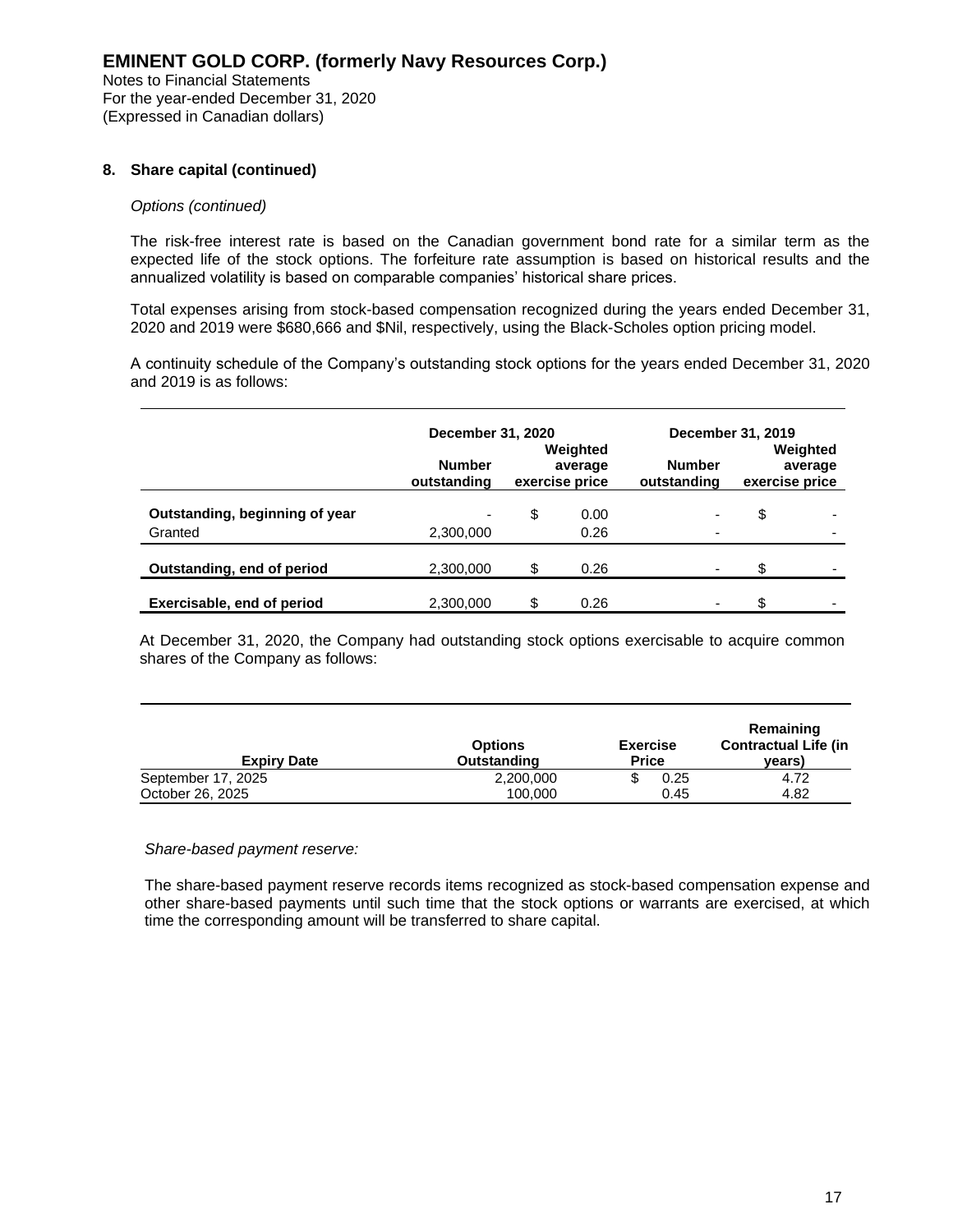**EMINENT GOLD CORP. (formerly Navy Resources Corp.)**
Notes to Financial Statements
For the year-ended December 31, 2020
(Expressed in Canadian dollars)

**8. Share capital (continued)**

*Options (continued)*

The risk-free interest rate is based on the Canadian government bond rate for a similar term as the expected life of the stock options. The forfeiture rate assumption is based on historical results and the annualized volatility is based on comparable companies' historical share prices.

Total expenses arising from stock-based compensation recognized during the years ended December 31, 2020 and 2019 were $680,666 and $Nil, respectively, using the Black-Scholes option pricing model.

A continuity schedule of the Company's outstanding stock options for the years ended December 31, 2020 and 2019 is as follows:

| | December 31, 2020 | | December 31, 2019 | |
|---|---|---|---|---|
| | Number outstanding | Weighted average exercise price | Number outstanding | Weighted average exercise price |
| **Outstanding, beginning of year** | - | $ 0.00 | - | $ - |
| Granted | 2,300,000 | 0.26 | - | - |
| **Outstanding, end of period** | 2,300,000 | $ 0.26 | - | $ - |
| **Exercisable, end of period** | 2,300,000 | $ 0.26 | - | $ - |

At December 31, 2020, the Company had outstanding stock options exercisable to acquire common shares of the Company as follows:

| Expiry Date | Options Outstanding | Exercise Price | Remaining Contractual Life (in years) |
|---|---|---|---|
| September 17, 2025 | 2,200,000 | $ 0.25 | 4.72 |
| October 26, 2025 | 100,000 | 0.45 | 4.82 |

*Share-based payment reserve:*

The share-based payment reserve records items recognized as stock-based compensation expense and other share-based payments until such time that the stock options or warrants are exercised, at which time the corresponding amount will be transferred to share capital.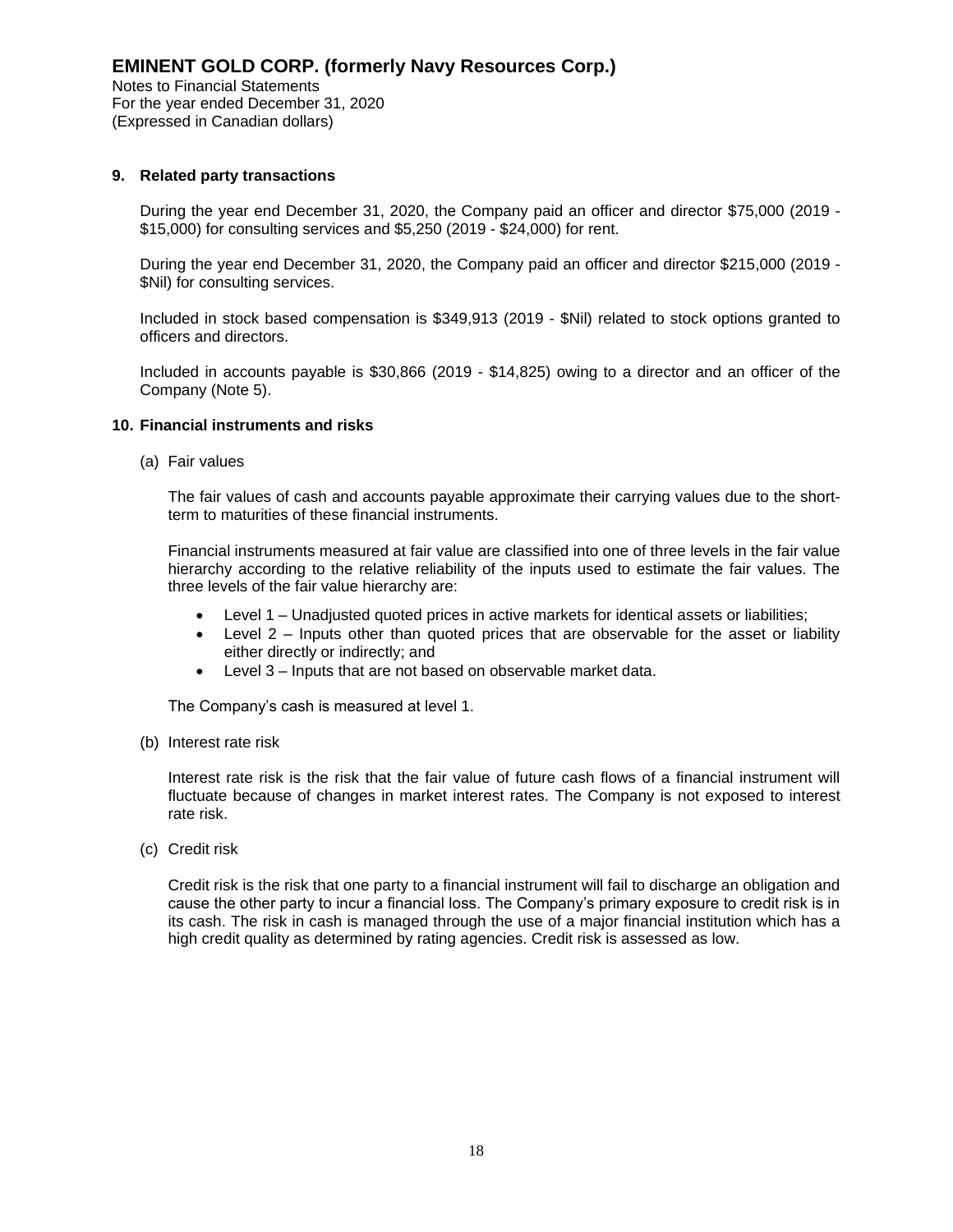## 9. Related party transactions

During the year end December 31, 2020, the Company paid an officer and director $75,000 (2019 - $15,000) for consulting services and $5,250 (2019 - $24,000) for rent.

During the year end December 31, 2020, the Company paid an officer and director $215,000 (2019 - $Nil) for consulting services.

Included in stock based compensation is $349,913 (2019 - $Nil) related to stock options granted to officers and directors.

Included in accounts payable is $30,866 (2019 - $14,825) owing to a director and an officer of the Company (Note 5).

## 10. Financial instruments and risks

(a) Fair values

The fair values of cash and accounts payable approximate their carrying values due to the short-term to maturities of these financial instruments.

Financial instruments measured at fair value are classified into one of three levels in the fair value hierarchy according to the relative reliability of the inputs used to estimate the fair values. The three levels of the fair value hierarchy are:

- Level 1 – Unadjusted quoted prices in active markets for identical assets or liabilities;
- Level 2 – Inputs other than quoted prices that are observable for the asset or liability either directly or indirectly; and
- Level 3 – Inputs that are not based on observable market data.

The Company's cash is measured at level 1.

(b) Interest rate risk

Interest rate risk is the risk that the fair value of future cash flows of a financial instrument will fluctuate because of changes in market interest rates. The Company is not exposed to interest rate risk.

(c) Credit risk

Credit risk is the risk that one party to a financial instrument will fail to discharge an obligation and cause the other party to incur a financial loss. The Company's primary exposure to credit risk is in its cash. The risk in cash is managed through the use of a major financial institution which has a high credit quality as determined by rating agencies. Credit risk is assessed as low.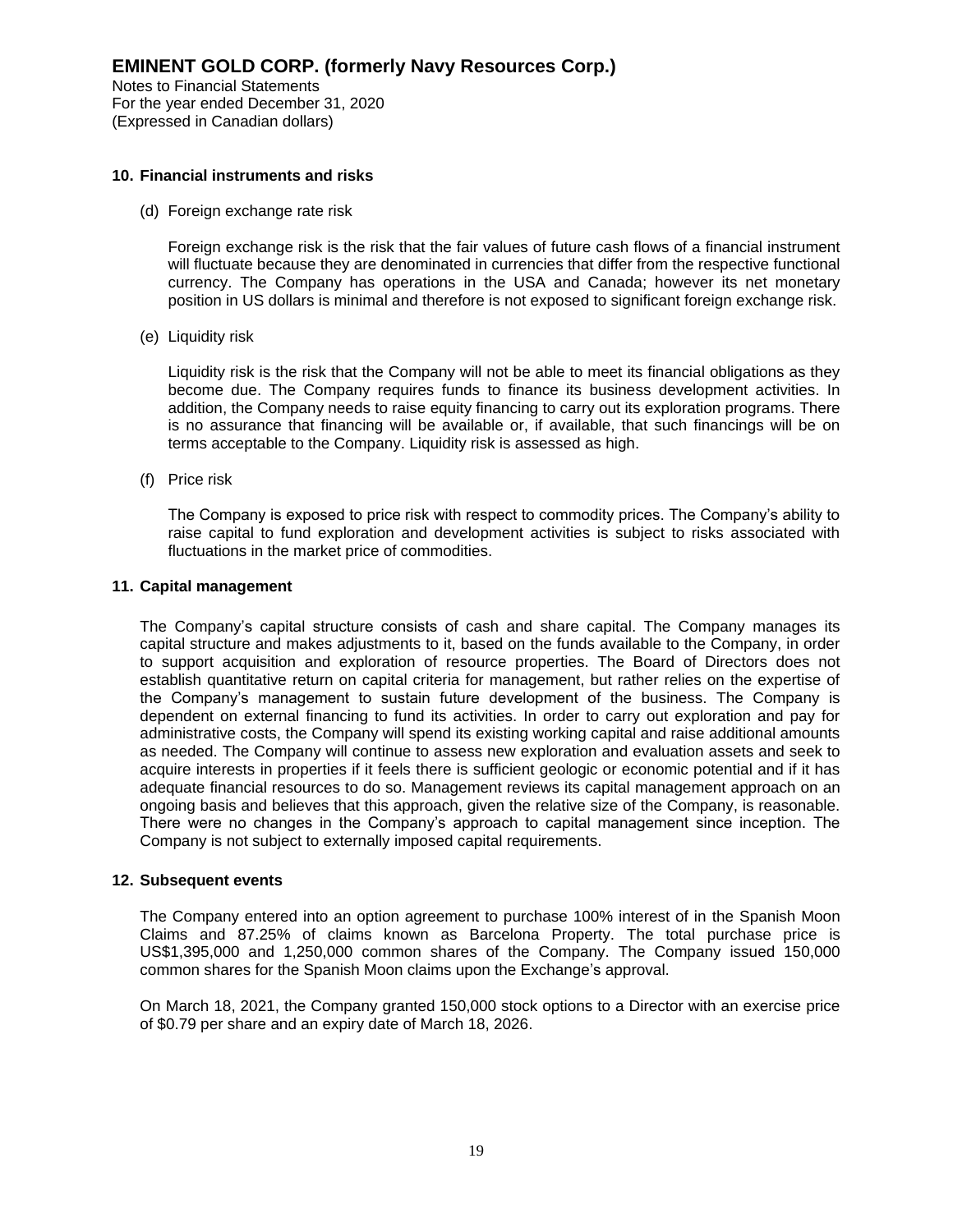## 10. Financial instruments and risks

(d) Foreign exchange rate risk

Foreign exchange risk is the risk that the fair values of future cash flows of a financial instrument will fluctuate because they are denominated in currencies that differ from the respective functional currency. The Company has operations in the USA and Canada; however its net monetary position in US dollars is minimal and therefore is not exposed to significant foreign exchange risk.

(e) Liquidity risk

Liquidity risk is the risk that the Company will not be able to meet its financial obligations as they become due. The Company requires funds to finance its business development activities. In addition, the Company needs to raise equity financing to carry out its exploration programs. There is no assurance that financing will be available or, if available, that such financings will be on terms acceptable to the Company. Liquidity risk is assessed as high.

(f) Price risk

The Company is exposed to price risk with respect to commodity prices. The Company's ability to raise capital to fund exploration and development activities is subject to risks associated with fluctuations in the market price of commodities.

## 11. Capital management

The Company's capital structure consists of cash and share capital. The Company manages its capital structure and makes adjustments to it, based on the funds available to the Company, in order to support acquisition and exploration of resource properties. The Board of Directors does not establish quantitative return on capital criteria for management, but rather relies on the expertise of the Company's management to sustain future development of the business. The Company is dependent on external financing to fund its activities. In order to carry out exploration and pay for administrative costs, the Company will spend its existing working capital and raise additional amounts as needed. The Company will continue to assess new exploration and evaluation assets and seek to acquire interests in properties if it feels there is sufficient geologic or economic potential and if it has adequate financial resources to do so. Management reviews its capital management approach on an ongoing basis and believes that this approach, given the relative size of the Company, is reasonable. There were no changes in the Company's approach to capital management since inception. The Company is not subject to externally imposed capital requirements.

## 12. Subsequent events

The Company entered into an option agreement to purchase 100% interest of in the Spanish Moon Claims and 87.25% of claims known as Barcelona Property. The total purchase price is US$1,395,000 and 1,250,000 common shares of the Company. The Company issued 150,000 common shares for the Spanish Moon claims upon the Exchange's approval.

On March 18, 2021, the Company granted 150,000 stock options to a Director with an exercise price of $0.79 per share and an expiry date of March 18, 2026.